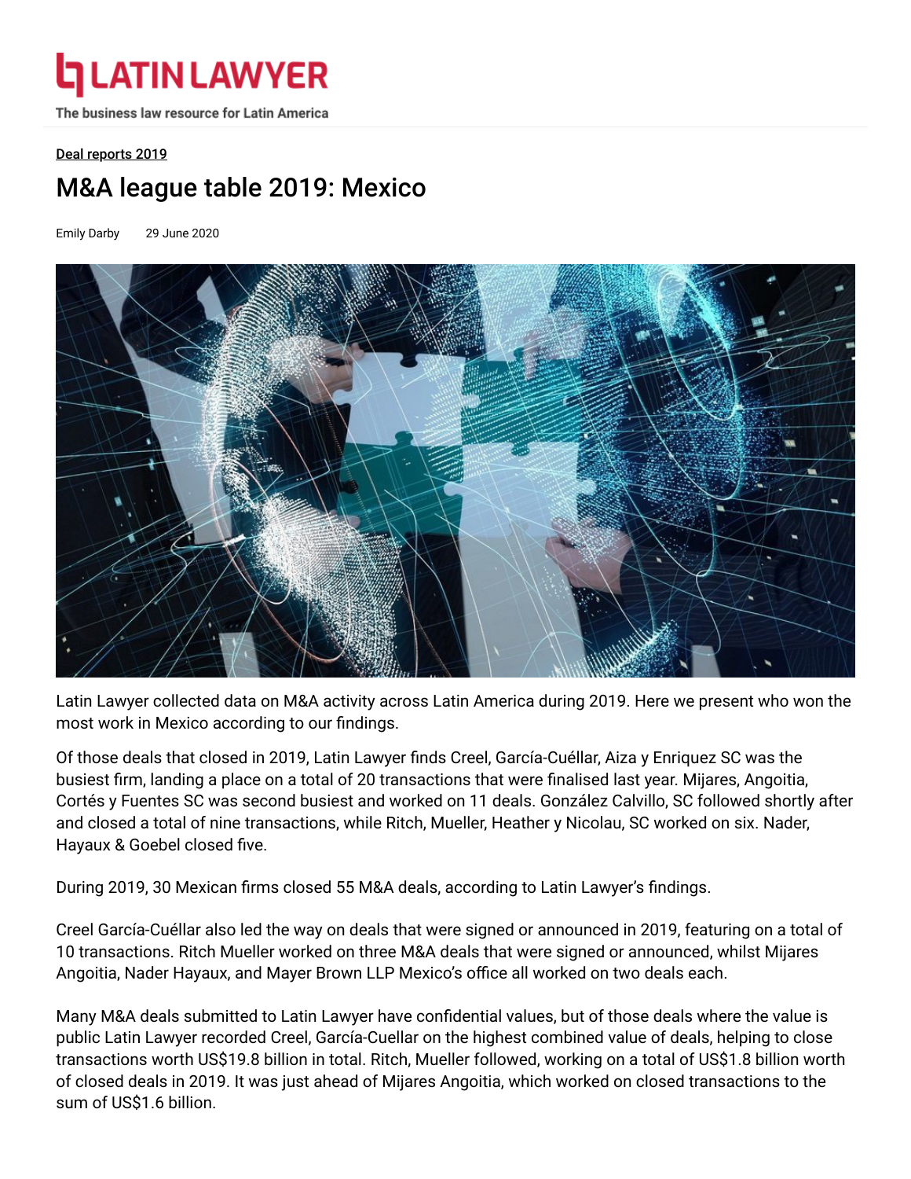Latin Lawyer

The business law resource for Latin America

Deal reports 2019

# M&A league table 2019: Mexico

Emily Darby 29 June 2020

Latin Lawyer collected data on M&A activity across Latin America during 2019. Here we present who won the most work in Mexico according to our findings.

Of those deals that closed in 2019, Latin Lawyer finds Creel, García-Cuéllar, Aiza y Enriquez SC was the busiest firm, landing a place on a total of 20 transactions that were finalised last year. Mijares, Angoitia, Cortés y Fuentes SC was second busiest and worked on 11 deals. González Calvillo, SC followed shortly after and closed a total of nine transactions, while Ritch, Mueller, Heather y Nicolau, SC worked on six. Nader, Hayaux & Goebel closed five.

During 2019, 30 Mexican firms closed 55 M&A deals, according to Latin Lawyer's findings.

Creel García-Cuéllar also led the way on deals that were signed or announced in 2019, featuring on a total of 10 transactions. Ritch Mueller worked on three M&A deals that were signed or announced, whilst Mijares Angoitia, Nader Hayaux, and Mayer Brown LLP Mexico's office all worked on two deals each.

Many M&A deals submitted to Latin Lawyer have confidential values, but of those deals where the value is public Latin Lawyer recorded Creel, García-Cuellar on the highest combined value of deals, helping to close transactions worth US$19.8 billion in total. Ritch, Mueller followed, working on a total of US$1.8 billion worth of closed deals in 2019. It was just ahead of Mijares Angoitia, which worked on closed transactions to the sum of US$1.6 billion.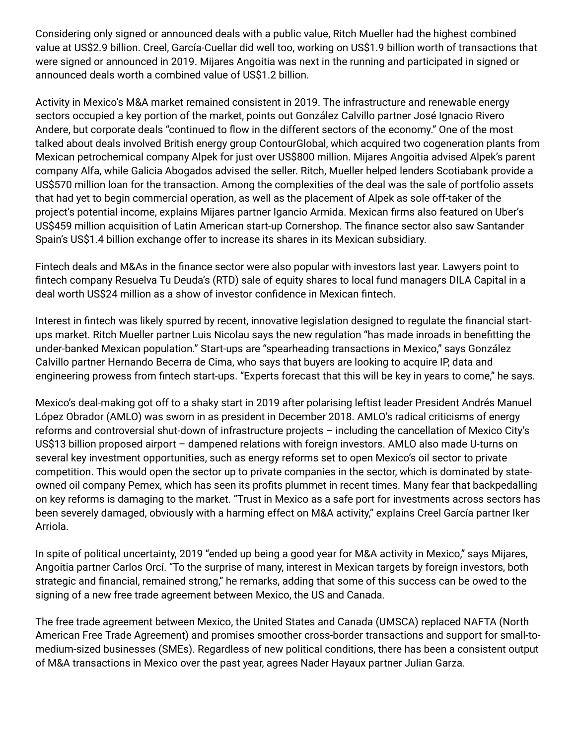Considering only signed or announced deals with a public value, Ritch Mueller had the highest combined value at US$2.9 billion. Creel, García-Cuellar did well too, working on US$1.9 billion worth of transactions that were signed or announced in 2019. Mijares Angoitia was next in the running and participated in signed or announced deals worth a combined value of US$1.2 billion.

Activity in Mexico's M&A market remained consistent in 2019. The infrastructure and renewable energy sectors occupied a key portion of the market, points out González Calvillo partner José Ignacio Rivero Andere, but corporate deals "continued to flow in the different sectors of the economy." One of the most talked about deals involved British energy group ContourGlobal, which acquired two cogeneration plants from Mexican petrochemical company Alpek for just over US$800 million. Mijares Angoitia advised Alpek's parent company Alfa, while Galicia Abogados advised the seller. Ritch, Mueller helped lenders Scotiabank provide a US$570 million loan for the transaction. Among the complexities of the deal was the sale of portfolio assets that had yet to begin commercial operation, as well as the placement of Alpek as sole off-taker of the project's potential income, explains Mijares partner Igancio Armida. Mexican firms also featured on Uber's US$459 million acquisition of Latin American start-up Cornershop. The finance sector also saw Santander Spain's US$1.4 billion exchange offer to increase its shares in its Mexican subsidiary.

Fintech deals and M&As in the finance sector were also popular with investors last year. Lawyers point to fintech company Resuelva Tu Deuda's (RTD) sale of equity shares to local fund managers DILA Capital in a deal worth US$24 million as a show of investor confidence in Mexican fintech.

Interest in fintech was likely spurred by recent, innovative legislation designed to regulate the financial start-ups market. Ritch Mueller partner Luis Nicolau says the new regulation "has made inroads in benefitting the under-banked Mexican population." Start-ups are "spearheading transactions in Mexico," says González Calvillo partner Hernando Becerra de Cima, who says that buyers are looking to acquire IP, data and engineering prowess from fintech start-ups. "Experts forecast that this will be key in years to come," he says.

Mexico's deal-making got off to a shaky start in 2019 after polarising leftist leader President Andrés Manuel López Obrador (AMLO) was sworn in as president in December 2018. AMLO's radical criticisms of energy reforms and controversial shut-down of infrastructure projects – including the cancellation of Mexico City's US$13 billion proposed airport – dampened relations with foreign investors. AMLO also made U-turns on several key investment opportunities, such as energy reforms set to open Mexico's oil sector to private competition. This would open the sector up to private companies in the sector, which is dominated by state-owned oil company Pemex, which has seen its profits plummet in recent times. Many fear that backpedalling on key reforms is damaging to the market. "Trust in Mexico as a safe port for investments across sectors has been severely damaged, obviously with a harming effect on M&A activity," explains Creel García partner Iker Arriola.

In spite of political uncertainty, 2019 "ended up being a good year for M&A activity in Mexico," says Mijares, Angoitia partner Carlos Orcí. "To the surprise of many, interest in Mexican targets by foreign investors, both strategic and financial, remained strong," he remarks, adding that some of this success can be owed to the signing of a new free trade agreement between Mexico, the US and Canada.

The free trade agreement between Mexico, the United States and Canada (UMSCA) replaced NAFTA (North American Free Trade Agreement) and promises smoother cross-border transactions and support for small-to-medium-sized businesses (SMEs). Regardless of new political conditions, there has been a consistent output of M&A transactions in Mexico over the past year, agrees Nader Hayaux partner Julian Garza.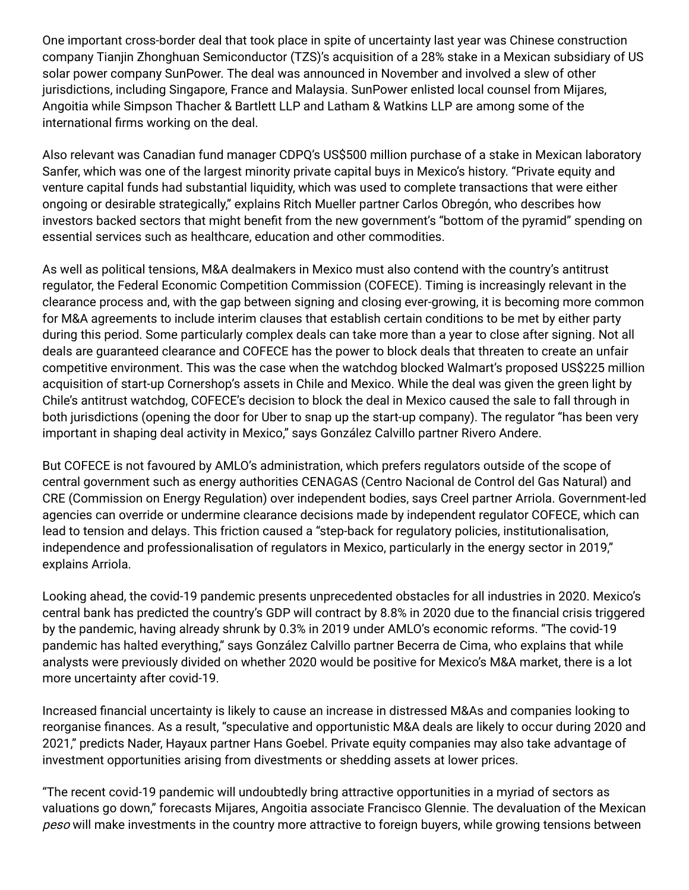One important cross-border deal that took place in spite of uncertainty last year was Chinese construction company Tianjin Zhonghuan Semiconductor (TZS)'s acquisition of a 28% stake in a Mexican subsidiary of US solar power company SunPower. The deal was announced in November and involved a slew of other jurisdictions, including Singapore, France and Malaysia. SunPower enlisted local counsel from Mijares, Angoitia while Simpson Thacher & Bartlett LLP and Latham & Watkins LLP are among some of the international firms working on the deal.

Also relevant was Canadian fund manager CDPQ's US$500 million purchase of a stake in Mexican laboratory Sanfer, which was one of the largest minority private capital buys in Mexico's history. "Private equity and venture capital funds had substantial liquidity, which was used to complete transactions that were either ongoing or desirable strategically," explains Ritch Mueller partner Carlos Obregón, who describes how investors backed sectors that might benefit from the new government's "bottom of the pyramid" spending on essential services such as healthcare, education and other commodities.

As well as political tensions, M&A dealmakers in Mexico must also contend with the country's antitrust regulator, the Federal Economic Competition Commission (COFECE). Timing is increasingly relevant in the clearance process and, with the gap between signing and closing ever-growing, it is becoming more common for M&A agreements to include interim clauses that establish certain conditions to be met by either party during this period. Some particularly complex deals can take more than a year to close after signing. Not all deals are guaranteed clearance and COFECE has the power to block deals that threaten to create an unfair competitive environment. This was the case when the watchdog blocked Walmart's proposed US$225 million acquisition of start-up Cornershop's assets in Chile and Mexico. While the deal was given the green light by Chile's antitrust watchdog, COFECE's decision to block the deal in Mexico caused the sale to fall through in both jurisdictions (opening the door for Uber to snap up the start-up company). The regulator "has been very important in shaping deal activity in Mexico," says González Calvillo partner Rivero Andere.

But COFECE is not favoured by AMLO's administration, which prefers regulators outside of the scope of central government such as energy authorities CENAGAS (Centro Nacional de Control del Gas Natural) and CRE (Commission on Energy Regulation) over independent bodies, says Creel partner Arriola. Government-led agencies can override or undermine clearance decisions made by independent regulator COFECE, which can lead to tension and delays. This friction caused a "step-back for regulatory policies, institutionalisation, independence and professionalisation of regulators in Mexico, particularly in the energy sector in 2019," explains Arriola.

Looking ahead, the covid-19 pandemic presents unprecedented obstacles for all industries in 2020. Mexico's central bank has predicted the country's GDP will contract by 8.8% in 2020 due to the financial crisis triggered by the pandemic, having already shrunk by 0.3% in 2019 under AMLO's economic reforms. "The covid-19 pandemic has halted everything," says González Calvillo partner Becerra de Cima, who explains that while analysts were previously divided on whether 2020 would be positive for Mexico's M&A market, there is a lot more uncertainty after covid-19.

Increased financial uncertainty is likely to cause an increase in distressed M&As and companies looking to reorganise finances. As a result, "speculative and opportunistic M&A deals are likely to occur during 2020 and 2021," predicts Nader, Hayaux partner Hans Goebel. Private equity companies may also take advantage of investment opportunities arising from divestments or shedding assets at lower prices.

"The recent covid-19 pandemic will undoubtedly bring attractive opportunities in a myriad of sectors as valuations go down," forecasts Mijares, Angoitia associate Francisco Glennie. The devaluation of the Mexican *peso* will make investments in the country more attractive to foreign buyers, while growing tensions between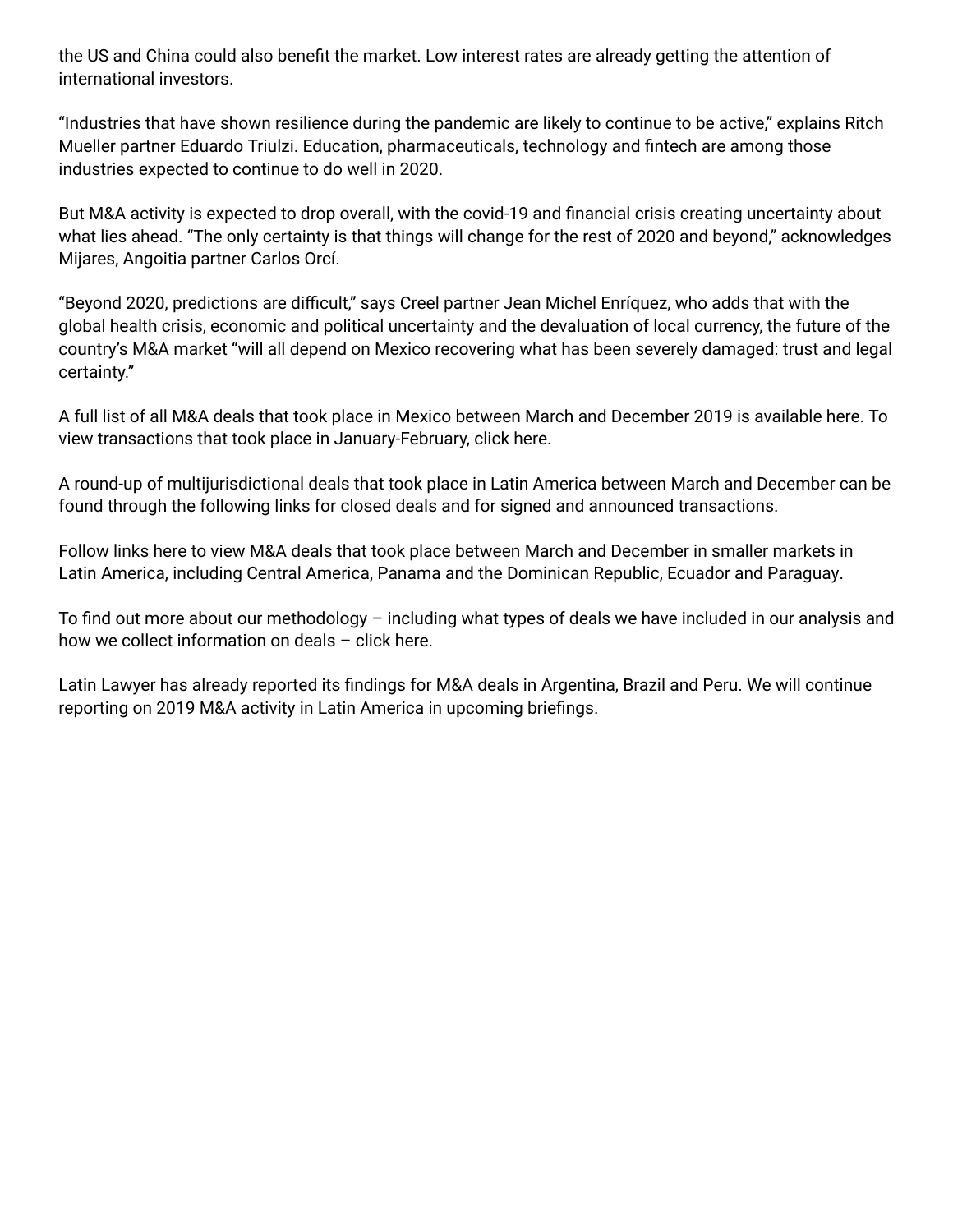the US and China could also benefit the market. Low interest rates are already getting the attention of international investors.

"Industries that have shown resilience during the pandemic are likely to continue to be active," explains Ritch Mueller partner Eduardo Triulzi. Education, pharmaceuticals, technology and fintech are among those industries expected to continue to do well in 2020.

But M&A activity is expected to drop overall, with the covid-19 and financial crisis creating uncertainty about what lies ahead. "The only certainty is that things will change for the rest of 2020 and beyond," acknowledges Mijares, Angoitia partner Carlos Orcí.

"Beyond 2020, predictions are difficult," says Creel partner Jean Michel Enríquez, who adds that with the global health crisis, economic and political uncertainty and the devaluation of local currency, the future of the country's M&A market "will all depend on Mexico recovering what has been severely damaged: trust and legal certainty."

A full list of all M&A deals that took place in Mexico between March and December 2019 is available here. To view transactions that took place in January-February, click here.

A round-up of multijurisdictional deals that took place in Latin America between March and December can be found through the following links for closed deals and for signed and announced transactions.

Follow links here to view M&A deals that took place between March and December in smaller markets in Latin America, including Central America, Panama and the Dominican Republic, Ecuador and Paraguay.

To find out more about our methodology – including what types of deals we have included in our analysis and how we collect information on deals – click here.

Latin Lawyer has already reported its findings for M&A deals in Argentina, Brazil and Peru. We will continue reporting on 2019 M&A activity in Latin America in upcoming briefings.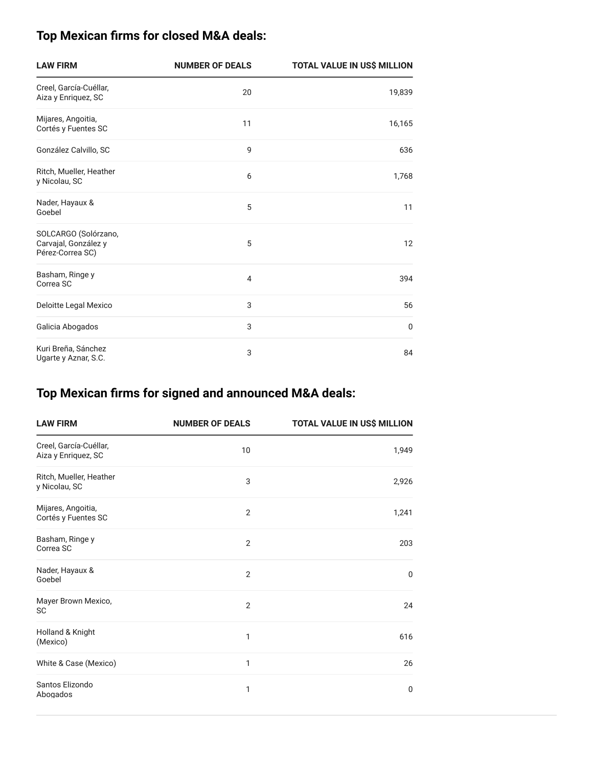## Top Mexican firms for closed M&A deals:

| LAW FIRM | NUMBER OF DEALS | TOTAL VALUE IN US$ MILLION |
|---|---|---|
| Creel, García-Cuéllar, Aiza y Enriquez, SC | 20 | 19,839 |
| Mijares, Angoitia, Cortés y Fuentes SC | 11 | 16,165 |
| González Calvillo, SC | 9 | 636 |
| Ritch, Mueller, Heather y Nicolau, SC | 6 | 1,768 |
| Nader, Hayaux & Goebel | 5 | 11 |
| SOLCARGO (Solórzano, Carvajal, González y Pérez-Correa SC) | 5 | 12 |
| Basham, Ringe y Correa SC | 4 | 394 |
| Deloitte Legal Mexico | 3 | 56 |
| Galicia Abogados | 3 | 0 |
| Kuri Breña, Sánchez Ugarte y Aznar, S.C. | 3 | 84 |

## Top Mexican firms for signed and announced M&A deals:

| LAW FIRM | NUMBER OF DEALS | TOTAL VALUE IN US$ MILLION |
|---|---|---|
| Creel, García-Cuéllar, Aiza y Enriquez, SC | 10 | 1,949 |
| Ritch, Mueller, Heather y Nicolau, SC | 3 | 2,926 |
| Mijares, Angoitia, Cortés y Fuentes SC | 2 | 1,241 |
| Basham, Ringe y Correa SC | 2 | 203 |
| Nader, Hayaux & Goebel | 2 | 0 |
| Mayer Brown Mexico, SC | 2 | 24 |
| Holland & Knight (Mexico) | 1 | 616 |
| White & Case (Mexico) | 1 | 26 |
| Santos Elizondo Abogados | 1 | 0 |